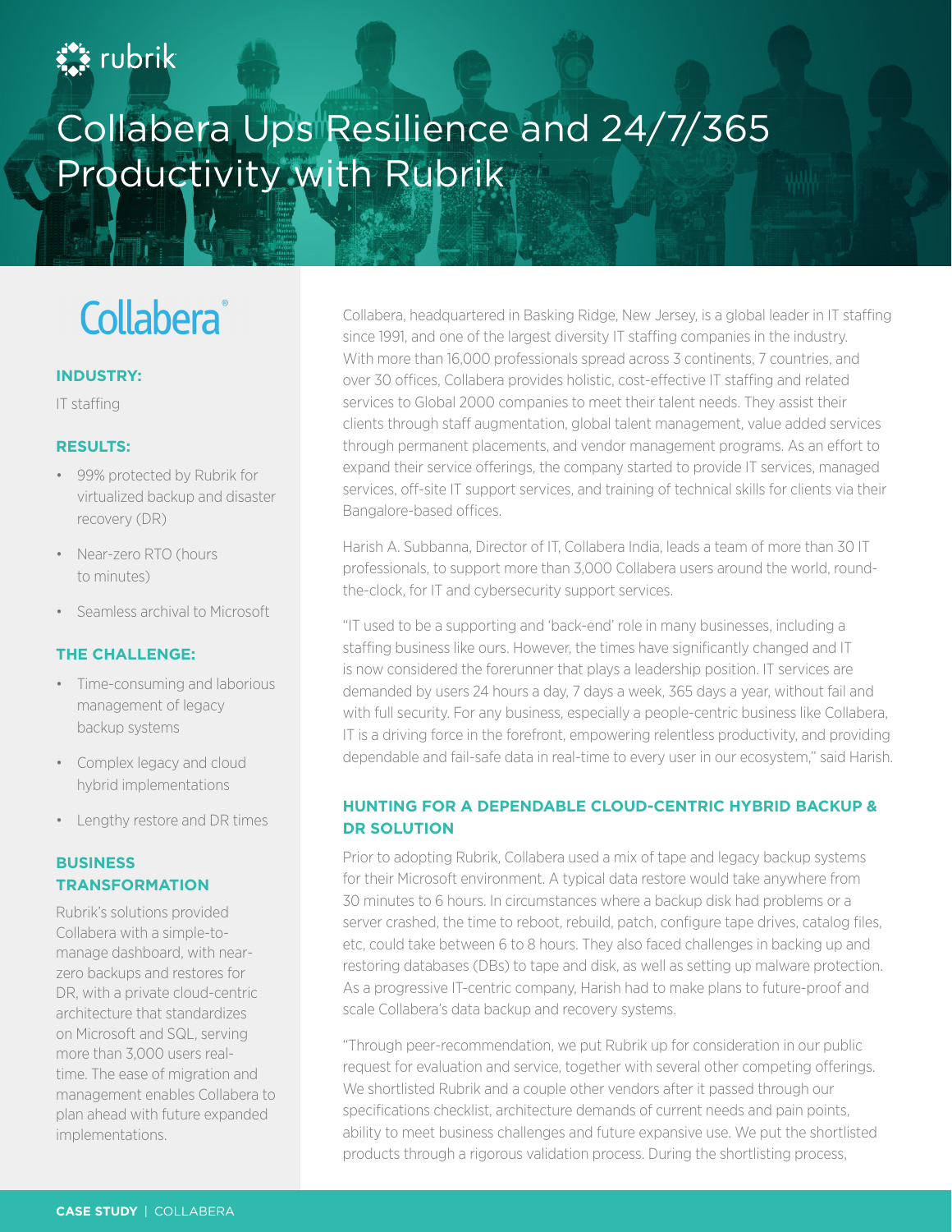# Collabera Ups Resilience and 24/7/365 Productivity with Rubrik

Collabera

**INDUSTRY:**

IT staffing

**RESULTS:**

- 99% protected by Rubrik for virtualized backup and disaster recovery (DR)
- Near-zero RTO (hours to minutes)
- Seamless archival to Microsoft

**THE CHALLENGE:**

- Time-consuming and laborious management of legacy backup systems
- Complex legacy and cloud hybrid implementations
- Lengthy restore and DR times

**BUSINESS TRANSFORMATION**

Rubrik's solutions provided Collabera with a simple-to-manage dashboard, with near-zero backups and restores for DR, with a private cloud-centric architecture that standardizes on Microsoft and SQL, serving more than 3,000 users real-time. The ease of migration and management enables Collabera to plan ahead with future expanded implementations.

Collabera, headquartered in Basking Ridge, New Jersey, is a global leader in IT staffing since 1991, and one of the largest diversity IT staffing companies in the industry. With more than 16,000 professionals spread across 3 continents, 7 countries, and over 30 offices, Collabera provides holistic, cost-effective IT staffing and related services to Global 2000 companies to meet their talent needs. They assist their clients through staff augmentation, global talent management, value added services through permanent placements, and vendor management programs. As an effort to expand their service offerings, the company started to provide IT services, managed services, off-site IT support services, and training of technical skills for clients via their Bangalore-based offices.

Harish A. Subbanna, Director of IT, Collabera India, leads a team of more than 30 IT professionals, to support more than 3,000 Collabera users around the world, round-the-clock, for IT and cybersecurity support services.

"IT used to be a supporting and 'back-end' role in many businesses, including a staffing business like ours. However, the times have significantly changed and IT is now considered the forerunner that plays a leadership position. IT services are demanded by users 24 hours a day, 7 days a week, 365 days a year, without fail and with full security. For any business, especially a people-centric business like Collabera, IT is a driving force in the forefront, empowering relentless productivity, and providing dependable and fail-safe data in real-time to every user in our ecosystem," said Harish.

## HUNTING FOR A DEPENDABLE CLOUD-CENTRIC HYBRID BACKUP & DR SOLUTION

Prior to adopting Rubrik, Collabera used a mix of tape and legacy backup systems for their Microsoft environment. A typical data restore would take anywhere from 30 minutes to 6 hours. In circumstances where a backup disk had problems or a server crashed, the time to reboot, rebuild, patch, configure tape drives, catalog files, etc, could take between 6 to 8 hours. They also faced challenges in backing up and restoring databases (DBs) to tape and disk, as well as setting up malware protection. As a progressive IT-centric company, Harish had to make plans to future-proof and scale Collabera's data backup and recovery systems.

"Through peer-recommendation, we put Rubrik up for consideration in our public request for evaluation and service, together with several other competing offerings. We shortlisted Rubrik and a couple other vendors after it passed through our specifications checklist, architecture demands of current needs and pain points, ability to meet business challenges and future expansive use. We put the shortlisted products through a rigorous validation process. During the shortlisting process,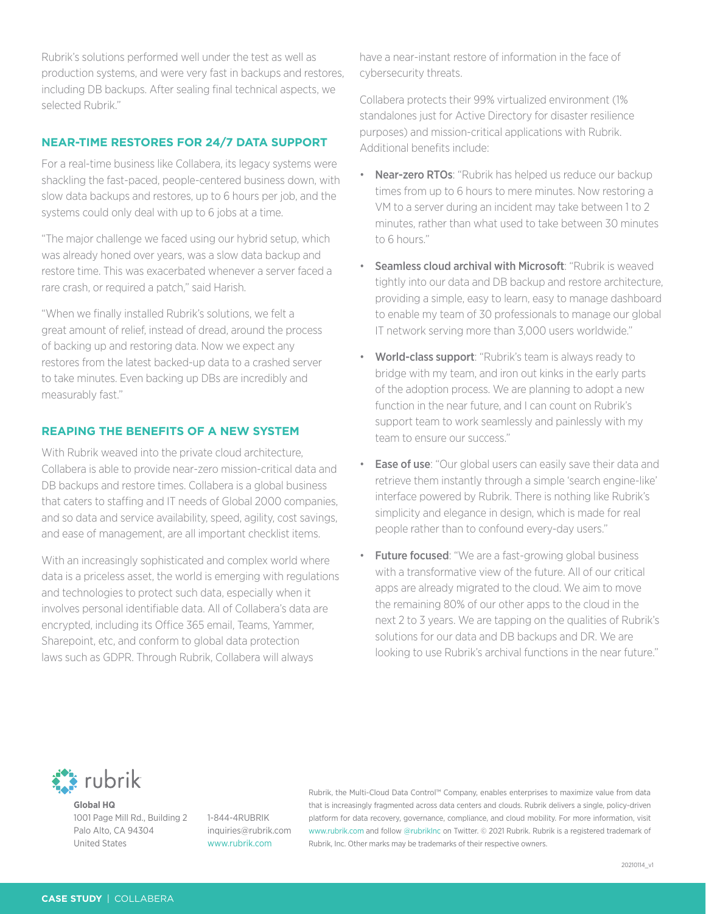Rubrik's solutions performed well under the test as well as production systems, and were very fast in backups and restores, including DB backups. After sealing final technical aspects, we selected Rubrik."

## NEAR-TIME RESTORES FOR 24/7 DATA SUPPORT

For a real-time business like Collabera, its legacy systems were shackling the fast-paced, people-centered business down, with slow data backups and restores, up to 6 hours per job, and the systems could only deal with up to 6 jobs at a time.

"The major challenge we faced using our hybrid setup, which was already honed over years, was a slow data backup and restore time. This was exacerbated whenever a server faced a rare crash, or required a patch," said Harish.

"When we finally installed Rubrik's solutions, we felt a great amount of relief, instead of dread, around the process of backing up and restoring data. Now we expect any restores from the latest backed-up data to a crashed server to take minutes. Even backing up DBs are incredibly and measurably fast."

## REAPING THE BENEFITS OF A NEW SYSTEM

With Rubrik weaved into the private cloud architecture, Collabera is able to provide near-zero mission-critical data and DB backups and restore times. Collabera is a global business that caters to staffing and IT needs of Global 2000 companies, and so data and service availability, speed, agility, cost savings, and ease of management, are all important checklist items.

With an increasingly sophisticated and complex world where data is a priceless asset, the world is emerging with regulations and technologies to protect such data, especially when it involves personal identifiable data. All of Collabera's data are encrypted, including its Office 365 email, Teams, Yammer, Sharepoint, etc, and conform to global data protection laws such as GDPR. Through Rubrik, Collabera will always have a near-instant restore of information in the face of cybersecurity threats.

Collabera protects their 99% virtualized environment (1% standalones just for Active Directory for disaster resilience purposes) and mission-critical applications with Rubrik. Additional benefits include:

- **Near-zero RTOs**: "Rubrik has helped us reduce our backup times from up to 6 hours to mere minutes. Now restoring a VM to a server during an incident may take between 1 to 2 minutes, rather than what used to take between 30 minutes to 6 hours."
- **Seamless cloud archival with Microsoft**: "Rubrik is weaved tightly into our data and DB backup and restore architecture, providing a simple, easy to learn, easy to manage dashboard to enable my team of 30 professionals to manage our global IT network serving more than 3,000 users worldwide."
- **World-class support**: "Rubrik's team is always ready to bridge with my team, and iron out kinks in the early parts of the adoption process. We are planning to adopt a new function in the near future, and I can count on Rubrik's support team to work seamlessly and painlessly with my team to ensure our success."
- **Ease of use**: "Our global users can easily save their data and retrieve them instantly through a simple 'search engine-like' interface powered by Rubrik. There is nothing like Rubrik's simplicity and elegance in design, which is made for real people rather than to confound every-day users."
- **Future focused**: "We are a fast-growing global business with a transformative view of the future. All of our critical apps are already migrated to the cloud. We aim to move the remaining 80% of our other apps to the cloud in the next 2 to 3 years. We are tapping on the qualities of Rubrik's solutions for our data and DB backups and DR. We are looking to use Rubrik's archival functions in the near future."

rubrik

**Global HQ**
1001 Page Mill Rd., Building 2
Palo Alto, CA 94304
United States

1-844-4RUBRIK
inquiries@rubrik.com
www.rubrik.com

Rubrik, the Multi-Cloud Data Control™ Company, enables enterprises to maximize value from data that is increasingly fragmented across data centers and clouds. Rubrik delivers a single, policy-driven platform for data recovery, governance, compliance, and cloud mobility. For more information, visit www.rubrik.com and follow @rubrikInc on Twitter. © 2021 Rubrik. Rubrik is a registered trademark of Rubrik, Inc. Other marks may be trademarks of their respective owners.

20210114_v1